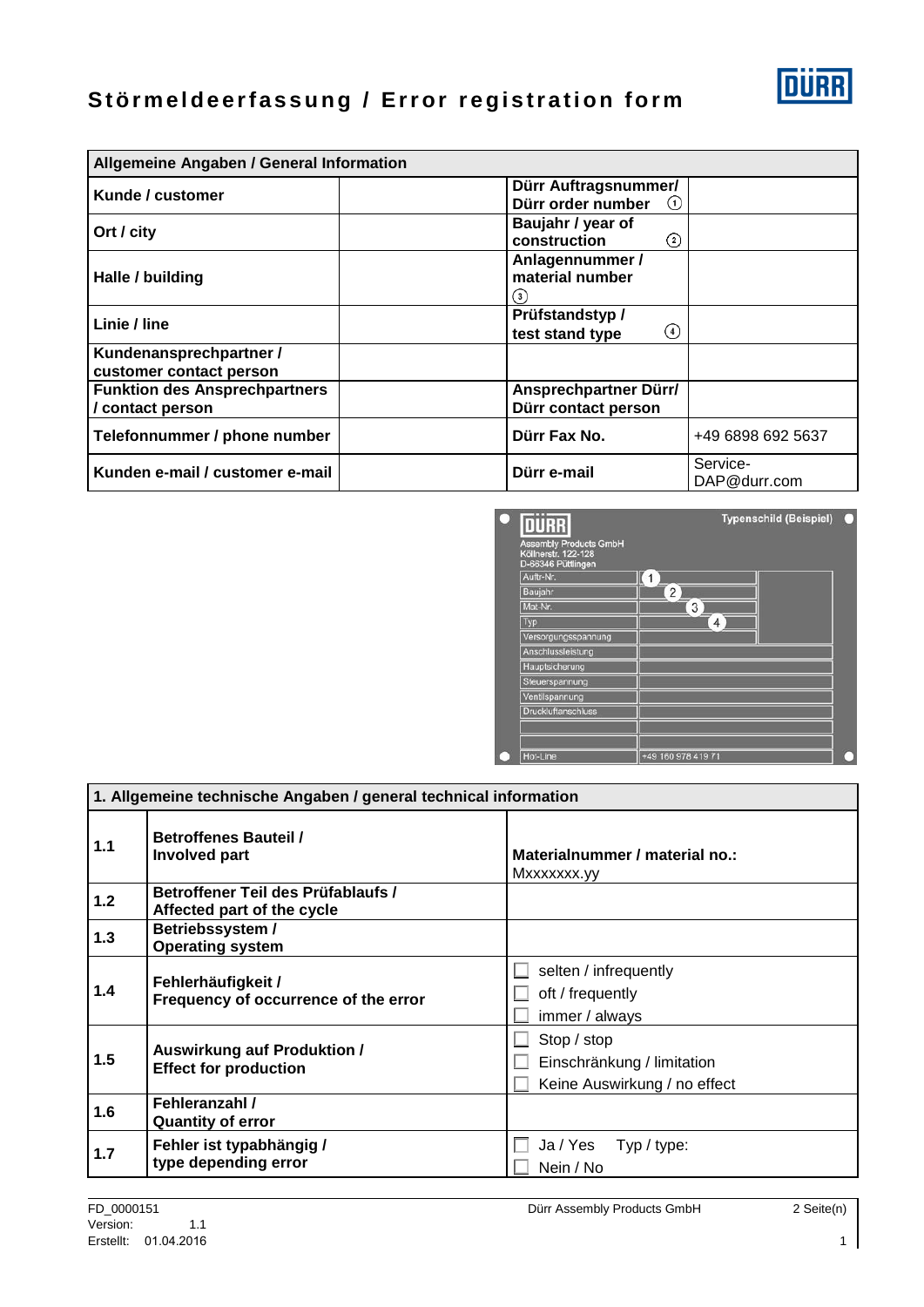# Störmeldeerfassung / Error registration form

| Allgemeine Angaben / General Information | | | |
|---|---|---|---|
| **Kunde / customer** | | **Dürr Auftragsnummer/ Dürr order number** ① | |
| **Ort / city** | | **Baujahr / year of construction** ② | |
| **Halle / building** | | **Anlagennummer / material number** ③ | |
| **Linie / line** | | **Prüfstandstyp / test stand type** ④ | |
| **Kundenansprechpartner / customer contact person** | | | |
| **Funktion des Ansprechpartners / contact person** | | **Ansprechpartner Dürr/ Dürr contact person** | |
| **Telefonnummer / phone number** | | **Dürr Fax No.** | +49 6898 692 5637 |
| **Kunden e-mail / customer e-mail** | | **Dürr e-mail** | Service-DAP@durr.com |

Typenschild (Beispiel)

DÜRR
Assembly Products GmbH
Köllnerstr. 122-128
D-66346 Püttlingen

| | |
|---|---|
| Auftr-Nr. | 1 |
| Baujahr | 2 |
| Mat-Nr. | 3 |
| Typ | 4 |
| Versorgungsspannung | |
| Anschlussleistung | |
| Hauptsicherung | |
| Steuerspannung | |
| Ventilspannung | |
| Druckluftanschluss | |
| | |
| | |
| Hot-Line | +49 160 978 419 71 |

| 1. Allgemeine technische Angaben / general technical information | | |
|---|---|---|
| **1.1** | **Betroffenes Bauteil / Involved part** | **Materialnummer / material no.:** Mxxxxxxx.yy |
| **1.2** | **Betroffener Teil des Prüfablaufs / Affected part of the cycle** | |
| **1.3** | **Betriebssystem / Operating system** | |
| **1.4** | **Fehlerhäufigkeit / Frequency of occurrence of the error** | ☐ selten / infrequently<br>☐ oft / frequently<br>☐ immer / always |
| **1.5** | **Auswirkung auf Produktion / Effect for production** | ☐ Stop / stop<br>☐ Einschränkung / limitation<br>☐ Keine Auswirkung / no effect |
| **1.6** | **Fehleranzahl / Quantity of error** | |
| **1.7** | **Fehler ist typabhängig / type depending error** | ☐ Ja / Yes Typ / type:<br>☐ Nein / No |

FD_0000151
Version: 1.1
Erstellt: 01.04.2016

Dürr Assembly Products GmbH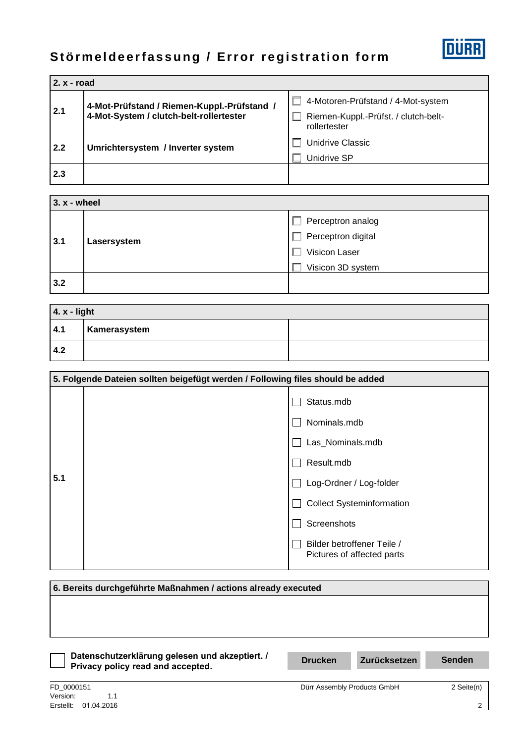# Störmeldeerfassung / Error registration form

| 2. x - road | | |
|---|---|---|
| 2.1 | **4-Mot-Prüfstand / Riemen-Kuppl.-Prüfstand / 4-Mot-System / clutch-belt-rollertester** | ☐ 4-Motoren-Prüfstand / 4-Mot-system<br>☐ Riemen-Kuppl.-Prüfst. / clutch-belt-rollertester |
| 2.2 | **Umrichtersystem / Inverter system** | ☐ Unidrive Classic<br>☐ Unidrive SP |
| 2.3 | | |

| 3. x - wheel | | |
|---|---|---|
| 3.1 | **Lasersystem** | ☐ Perceptron analog<br>☐ Perceptron digital<br>☐ Visicon Laser<br>☐ Visicon 3D system |
| 3.2 | | |

| 4. x - light | | |
|---|---|---|
| 4.1 | **Kamerasystem** | |
| 4.2 | | |

| 5. Folgende Dateien sollten beigefügt werden / Following files should be added | | |
|---|---|---|
| 5.1 | | ☐ Status.mdb<br>☐ Nominals.mdb<br>☐ Las_Nominals.mdb<br>☐ Result.mdb<br>☐ Log-Ordner / Log-folder<br>☐ Collect Systeminformation<br>☐ Screenshots<br>☐ Bilder betroffener Teile / Pictures of affected parts |

| 6. Bereits durchgeführte Maßnahmen / actions already executed |
|---|
| |

☐ **Datenschutzerklärung gelesen und akzeptiert. / Privacy policy read and accepted.**

**Drucken** **Zurücksetzen** **Senden**

FD_0000151
Version: 1.1
Erstellt: 01.04.2016

Dürr Assembly Products GmbH